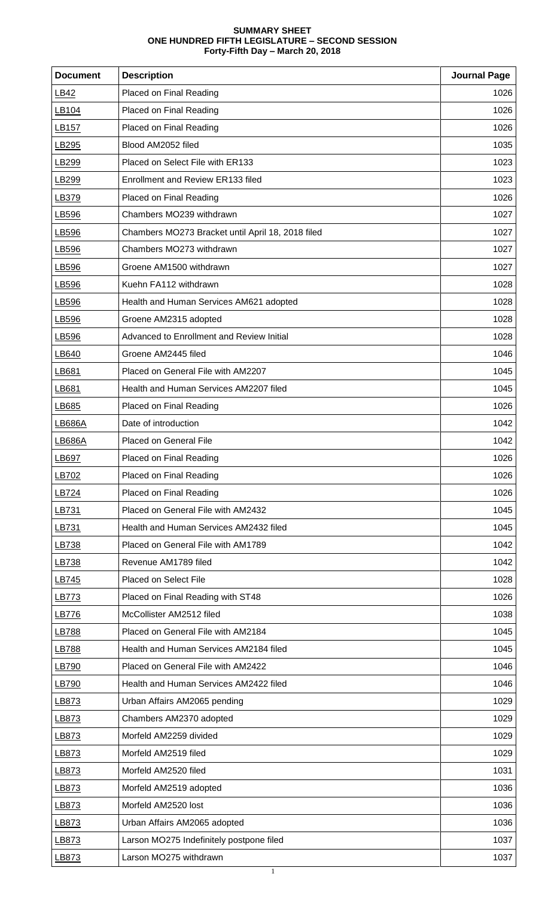# SUMMARY SHEET
# ONE HUNDRED FIFTH LEGISLATURE – SECOND SESSION
## Forty-Fifth Day – March 20, 2018

| Document | Description | Journal Page |
| --- | --- | --- |
| LB42 | Placed on Final Reading | 1026 |
| LB104 | Placed on Final Reading | 1026 |
| LB157 | Placed on Final Reading | 1026 |
| LB295 | Blood AM2052 filed | 1035 |
| LB299 | Placed on Select File with ER133 | 1023 |
| LB299 | Enrollment and Review ER133 filed | 1023 |
| LB379 | Placed on Final Reading | 1026 |
| LB596 | Chambers MO239 withdrawn | 1027 |
| LB596 | Chambers MO273 Bracket until April 18, 2018 filed | 1027 |
| LB596 | Chambers MO273 withdrawn | 1027 |
| LB596 | Groene AM1500 withdrawn | 1027 |
| LB596 | Kuehn FA112 withdrawn | 1028 |
| LB596 | Health and Human Services AM621 adopted | 1028 |
| LB596 | Groene AM2315 adopted | 1028 |
| LB596 | Advanced to Enrollment and Review Initial | 1028 |
| LB640 | Groene AM2445 filed | 1046 |
| LB681 | Placed on General File with AM2207 | 1045 |
| LB681 | Health and Human Services AM2207 filed | 1045 |
| LB685 | Placed on Final Reading | 1026 |
| LB686A | Date of introduction | 1042 |
| LB686A | Placed on General File | 1042 |
| LB697 | Placed on Final Reading | 1026 |
| LB702 | Placed on Final Reading | 1026 |
| LB724 | Placed on Final Reading | 1026 |
| LB731 | Placed on General File with AM2432 | 1045 |
| LB731 | Health and Human Services AM2432 filed | 1045 |
| LB738 | Placed on General File with AM1789 | 1042 |
| LB738 | Revenue AM1789 filed | 1042 |
| LB745 | Placed on Select File | 1028 |
| LB773 | Placed on Final Reading with ST48 | 1026 |
| LB776 | McCollister AM2512 filed | 1038 |
| LB788 | Placed on General File with AM2184 | 1045 |
| LB788 | Health and Human Services AM2184 filed | 1045 |
| LB790 | Placed on General File with AM2422 | 1046 |
| LB790 | Health and Human Services AM2422 filed | 1046 |
| LB873 | Urban Affairs AM2065 pending | 1029 |
| LB873 | Chambers AM2370 adopted | 1029 |
| LB873 | Morfeld AM2259 divided | 1029 |
| LB873 | Morfeld AM2519 filed | 1029 |
| LB873 | Morfeld AM2520 filed | 1031 |
| LB873 | Morfeld AM2519 adopted | 1036 |
| LB873 | Morfeld AM2520 lost | 1036 |
| LB873 | Urban Affairs AM2065 adopted | 1036 |
| LB873 | Larson MO275 Indefinitely postpone filed | 1037 |
| LB873 | Larson MO275 withdrawn | 1037 |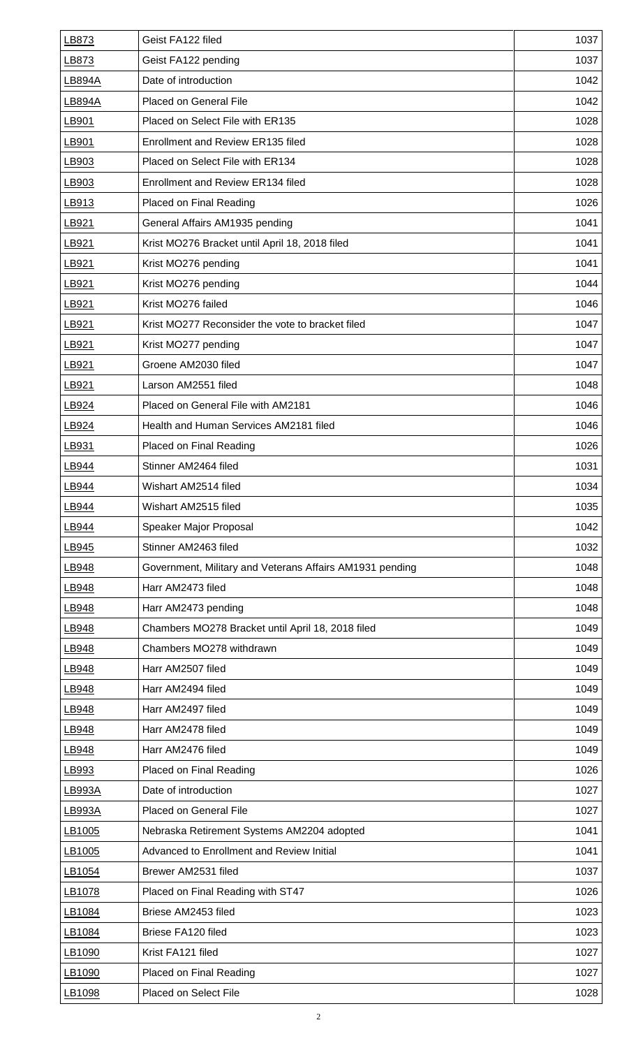| | | |
|---|---|---|
| LB873 | Geist FA122 filed | 1037 |
| LB873 | Geist FA122 pending | 1037 |
| LB894A | Date of introduction | 1042 |
| LB894A | Placed on General File | 1042 |
| LB901 | Placed on Select File with ER135 | 1028 |
| LB901 | Enrollment and Review ER135 filed | 1028 |
| LB903 | Placed on Select File with ER134 | 1028 |
| LB903 | Enrollment and Review ER134 filed | 1028 |
| LB913 | Placed on Final Reading | 1026 |
| LB921 | General Affairs AM1935 pending | 1041 |
| LB921 | Krist MO276 Bracket until April 18, 2018 filed | 1041 |
| LB921 | Krist MO276 pending | 1041 |
| LB921 | Krist MO276 pending | 1044 |
| LB921 | Krist MO276 failed | 1046 |
| LB921 | Krist MO277 Reconsider the vote to bracket filed | 1047 |
| LB921 | Krist MO277 pending | 1047 |
| LB921 | Groene AM2030 filed | 1047 |
| LB921 | Larson AM2551 filed | 1048 |
| LB924 | Placed on General File with AM2181 | 1046 |
| LB924 | Health and Human Services AM2181 filed | 1046 |
| LB931 | Placed on Final Reading | 1026 |
| LB944 | Stinner AM2464 filed | 1031 |
| LB944 | Wishart AM2514 filed | 1034 |
| LB944 | Wishart AM2515 filed | 1035 |
| LB944 | Speaker Major Proposal | 1042 |
| LB945 | Stinner AM2463 filed | 1032 |
| LB948 | Government, Military and Veterans Affairs AM1931 pending | 1048 |
| LB948 | Harr AM2473 filed | 1048 |
| LB948 | Harr AM2473 pending | 1048 |
| LB948 | Chambers MO278 Bracket until April 18, 2018 filed | 1049 |
| LB948 | Chambers MO278 withdrawn | 1049 |
| LB948 | Harr AM2507 filed | 1049 |
| LB948 | Harr AM2494 filed | 1049 |
| LB948 | Harr AM2497 filed | 1049 |
| LB948 | Harr AM2478 filed | 1049 |
| LB948 | Harr AM2476 filed | 1049 |
| LB993 | Placed on Final Reading | 1026 |
| LB993A | Date of introduction | 1027 |
| LB993A | Placed on General File | 1027 |
| LB1005 | Nebraska Retirement Systems AM2204 adopted | 1041 |
| LB1005 | Advanced to Enrollment and Review Initial | 1041 |
| LB1054 | Brewer AM2531 filed | 1037 |
| LB1078 | Placed on Final Reading with ST47 | 1026 |
| LB1084 | Briese AM2453 filed | 1023 |
| LB1084 | Briese FA120 filed | 1023 |
| LB1090 | Krist FA121 filed | 1027 |
| LB1090 | Placed on Final Reading | 1027 |
| LB1098 | Placed on Select File | 1028 |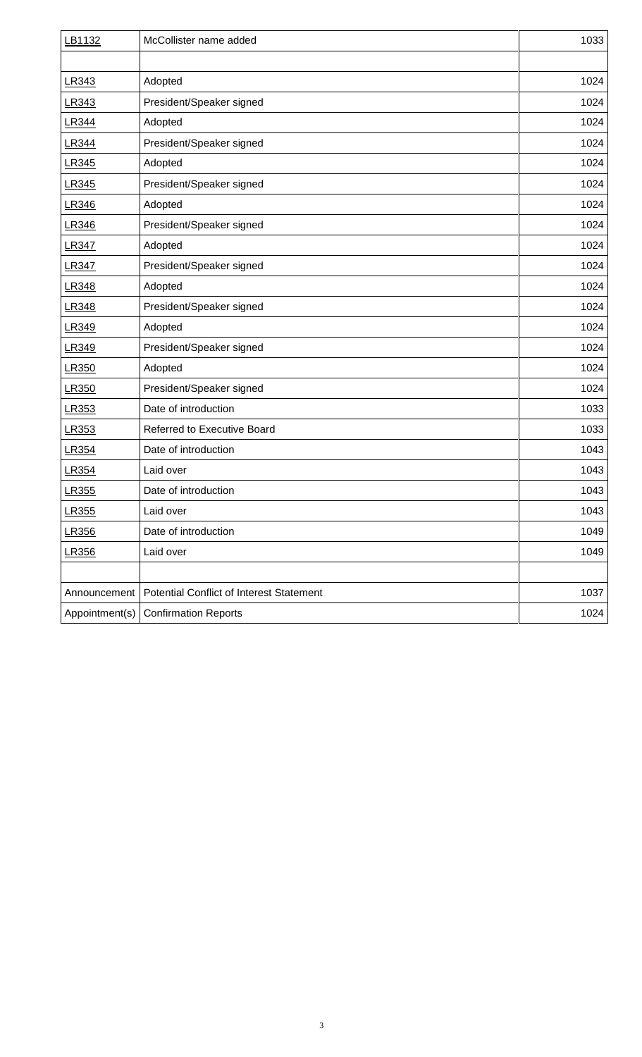| | | |
|---|---|---|
| LB1132 | McCollister name added | 1033 |
| | | |
| LR343 | Adopted | 1024 |
| LR343 | President/Speaker signed | 1024 |
| LR344 | Adopted | 1024 |
| LR344 | President/Speaker signed | 1024 |
| LR345 | Adopted | 1024 |
| LR345 | President/Speaker signed | 1024 |
| LR346 | Adopted | 1024 |
| LR346 | President/Speaker signed | 1024 |
| LR347 | Adopted | 1024 |
| LR347 | President/Speaker signed | 1024 |
| LR348 | Adopted | 1024 |
| LR348 | President/Speaker signed | 1024 |
| LR349 | Adopted | 1024 |
| LR349 | President/Speaker signed | 1024 |
| LR350 | Adopted | 1024 |
| LR350 | President/Speaker signed | 1024 |
| LR353 | Date of introduction | 1033 |
| LR353 | Referred to Executive Board | 1033 |
| LR354 | Date of introduction | 1043 |
| LR354 | Laid over | 1043 |
| LR355 | Date of introduction | 1043 |
| LR355 | Laid over | 1043 |
| LR356 | Date of introduction | 1049 |
| LR356 | Laid over | 1049 |
| | | |
| Announcement | Potential Conflict of Interest Statement | 1037 |
| Appointment(s) | Confirmation Reports | 1024 |